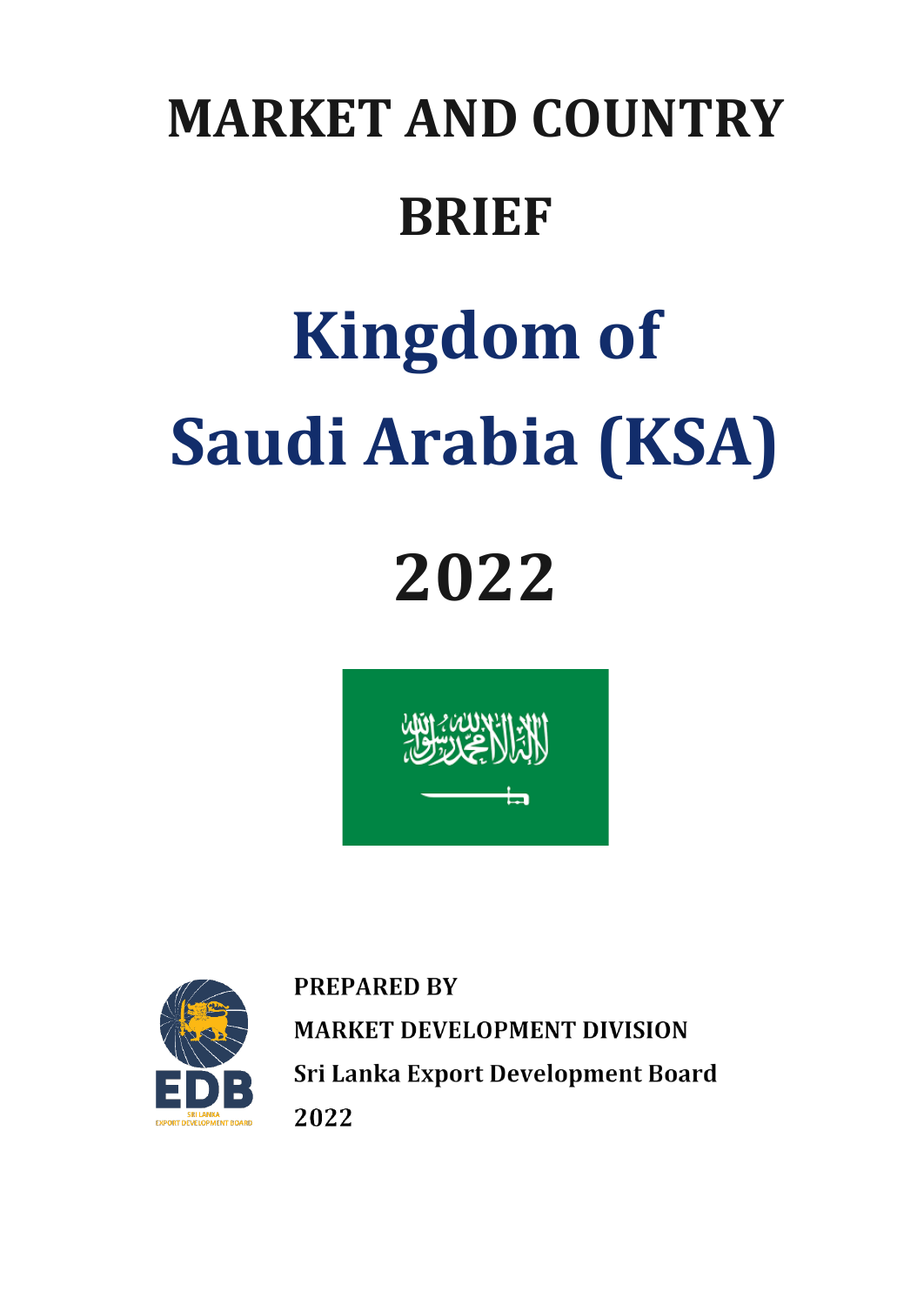# MARKET AND COUNTRY BRIEF

# Kingdom of Saudi Arabia (KSA)

# 2022

**PREPARED BY**

**MARKET DEVELOPMENT DIVISION**

**Sri Lanka Export Development Board**

**2022**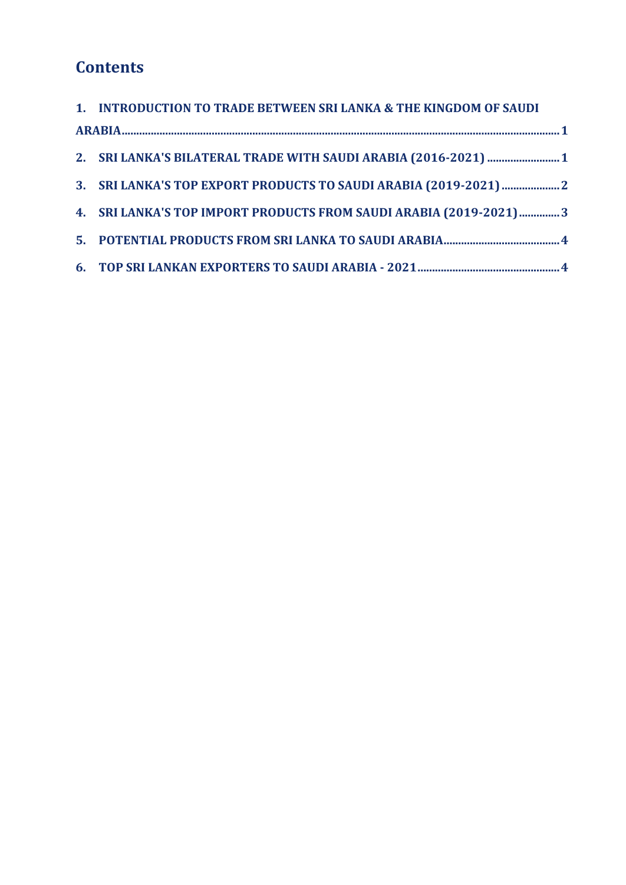# Contents

1. INTRODUCTION TO TRADE BETWEEN SRI LANKA & THE KINGDOM OF SAUDI ARABIA ..... 1
2. SRI LANKA'S BILATERAL TRADE WITH SAUDI ARABIA (2016-2021) ..... 1
3. SRI LANKA'S TOP EXPORT PRODUCTS TO SAUDI ARABIA (2019-2021) ..... 2
4. SRI LANKA'S TOP IMPORT PRODUCTS FROM SAUDI ARABIA (2019-2021) ..... 3
5. POTENTIAL PRODUCTS FROM SRI LANKA TO SAUDI ARABIA ..... 4
6. TOP SRI LANKAN EXPORTERS TO SAUDI ARABIA - 2021 ..... 4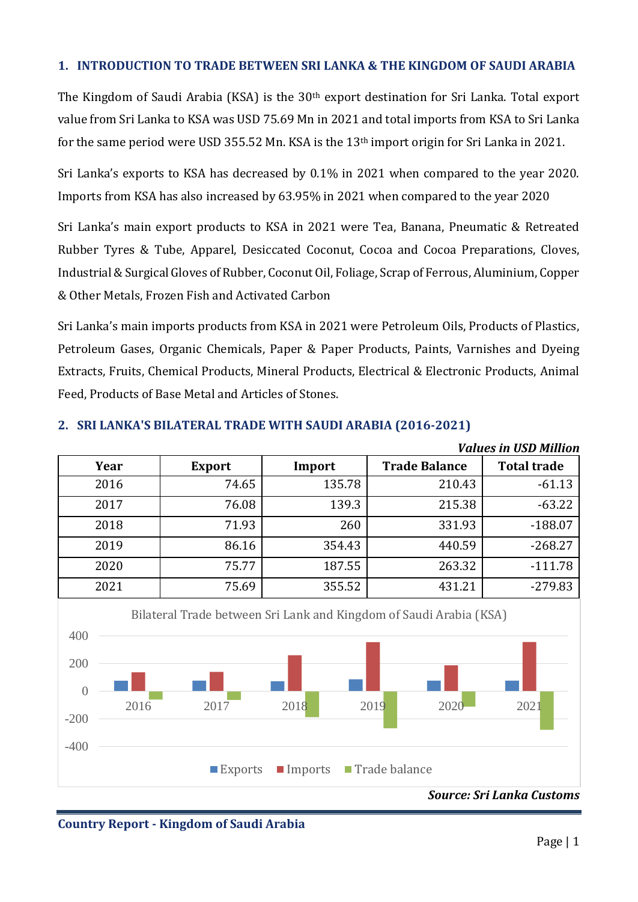## 1. INTRODUCTION TO TRADE BETWEEN SRI LANKA & THE KINGDOM OF SAUDI ARABIA

The Kingdom of Saudi Arabia (KSA) is the 30th export destination for Sri Lanka. Total export value from Sri Lanka to KSA was USD 75.69 Mn in 2021 and total imports from KSA to Sri Lanka for the same period were USD 355.52 Mn. KSA is the 13th import origin for Sri Lanka in 2021.

Sri Lanka's exports to KSA has decreased by 0.1% in 2021 when compared to the year 2020. Imports from KSA has also increased by 63.95% in 2021 when compared to the year 2020

Sri Lanka's main export products to KSA in 2021 were Tea, Banana, Pneumatic & Retreated Rubber Tyres & Tube, Apparel, Desiccated Coconut, Cocoa and Cocoa Preparations, Cloves, Industrial & Surgical Gloves of Rubber, Coconut Oil, Foliage, Scrap of Ferrous, Aluminium, Copper & Other Metals, Frozen Fish and Activated Carbon

Sri Lanka's main imports products from KSA in 2021 were Petroleum Oils, Products of Plastics, Petroleum Gases, Organic Chemicals, Paper & Paper Products, Paints, Varnishes and Dyeing Extracts, Fruits, Chemical Products, Mineral Products, Electrical & Electronic Products, Animal Feed, Products of Base Metal and Articles of Stones.

## 2. SRI LANKA'S BILATERAL TRADE WITH SAUDI ARABIA (2016-2021)

***Values in USD Million***

| Year | Export | Import | Trade Balance | Total trade |
|---|---|---|---|---|
| 2016 | 74.65 | 135.78 | 210.43 | -61.13 |
| 2017 | 76.08 | 139.3 | 215.38 | -63.22 |
| 2018 | 71.93 | 260 | 331.93 | -188.07 |
| 2019 | 86.16 | 354.43 | 440.59 | -268.27 |
| 2020 | 75.77 | 187.55 | 263.32 | -111.78 |
| 2021 | 75.69 | 355.52 | 431.21 | -279.83 |

Bilateral Trade between Sri Lank and Kingdom of Saudi Arabia (KSA)

***Source: Sri Lanka Customs***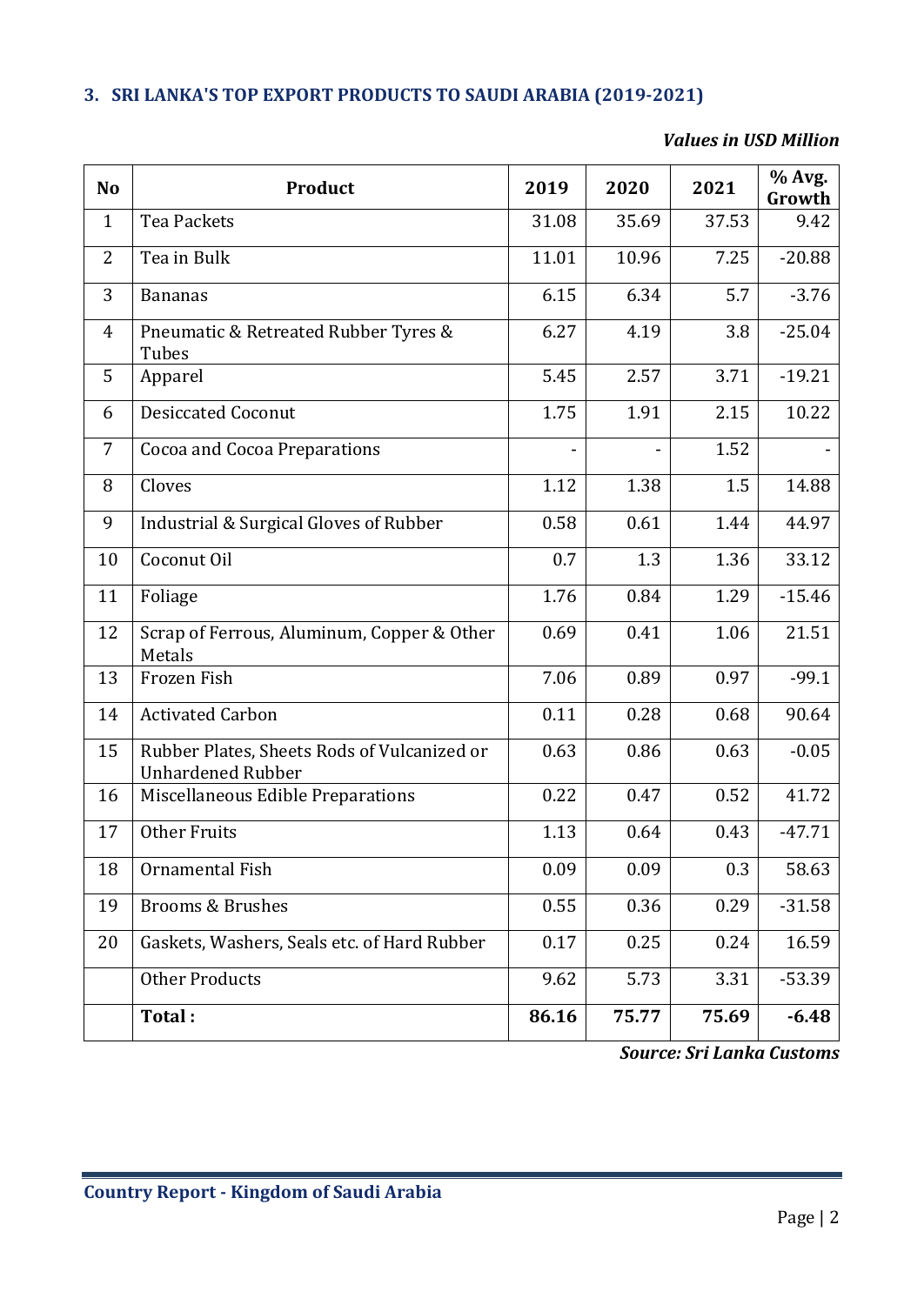### 3. SRI LANKA'S TOP EXPORT PRODUCTS TO SAUDI ARABIA (2019-2021)

*Values in USD Million*

| No | Product | 2019 | 2020 | 2021 | % Avg. Growth |
|---|---|---|---|---|---|
| 1 | Tea Packets | 31.08 | 35.69 | 37.53 | 9.42 |
| 2 | Tea in Bulk | 11.01 | 10.96 | 7.25 | -20.88 |
| 3 | Bananas | 6.15 | 6.34 | 5.7 | -3.76 |
| 4 | Pneumatic & Retreated Rubber Tyres & Tubes | 6.27 | 4.19 | 3.8 | -25.04 |
| 5 | Apparel | 5.45 | 2.57 | 3.71 | -19.21 |
| 6 | Desiccated Coconut | 1.75 | 1.91 | 2.15 | 10.22 |
| 7 | Cocoa and Cocoa Preparations | - | - | 1.52 | - |
| 8 | Cloves | 1.12 | 1.38 | 1.5 | 14.88 |
| 9 | Industrial & Surgical Gloves of Rubber | 0.58 | 0.61 | 1.44 | 44.97 |
| 10 | Coconut Oil | 0.7 | 1.3 | 1.36 | 33.12 |
| 11 | Foliage | 1.76 | 0.84 | 1.29 | -15.46 |
| 12 | Scrap of Ferrous, Aluminum, Copper & Other Metals | 0.69 | 0.41 | 1.06 | 21.51 |
| 13 | Frozen Fish | 7.06 | 0.89 | 0.97 | -99.1 |
| 14 | Activated Carbon | 0.11 | 0.28 | 0.68 | 90.64 |
| 15 | Rubber Plates, Sheets Rods of Vulcanized or Unhardened Rubber | 0.63 | 0.86 | 0.63 | -0.05 |
| 16 | Miscellaneous Edible Preparations | 0.22 | 0.47 | 0.52 | 41.72 |
| 17 | Other Fruits | 1.13 | 0.64 | 0.43 | -47.71 |
| 18 | Ornamental Fish | 0.09 | 0.09 | 0.3 | 58.63 |
| 19 | Brooms & Brushes | 0.55 | 0.36 | 0.29 | -31.58 |
| 20 | Gaskets, Washers, Seals etc. of Hard Rubber | 0.17 | 0.25 | 0.24 | 16.59 |
| | Other Products | 9.62 | 5.73 | 3.31 | -53.39 |
| | **Total :** | **86.16** | **75.77** | **75.69** | **-6.48** |

***Source: Sri Lanka Customs***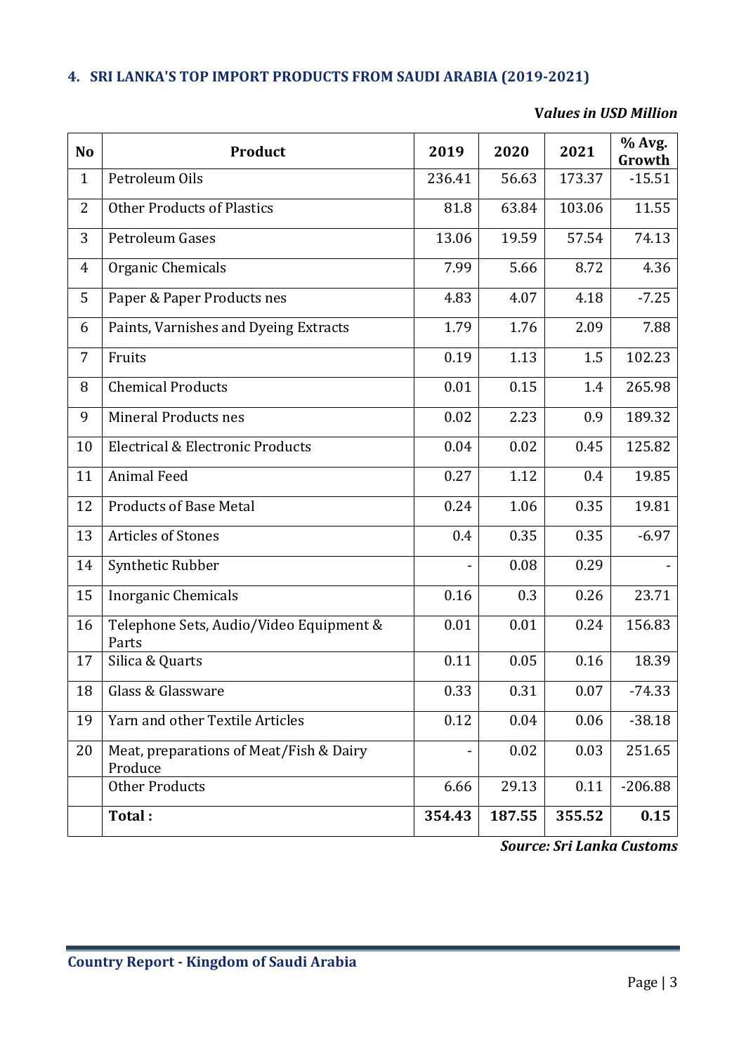## 4. SRI LANKA'S TOP IMPORT PRODUCTS FROM SAUDI ARABIA (2019-2021)

*Values in USD Million*

| No | Product | 2019 | 2020 | 2021 | % Avg. Growth |
|---|---|---|---|---|---|
| 1 | Petroleum Oils | 236.41 | 56.63 | 173.37 | -15.51 |
| 2 | Other Products of Plastics | 81.8 | 63.84 | 103.06 | 11.55 |
| 3 | Petroleum Gases | 13.06 | 19.59 | 57.54 | 74.13 |
| 4 | Organic Chemicals | 7.99 | 5.66 | 8.72 | 4.36 |
| 5 | Paper & Paper Products nes | 4.83 | 4.07 | 4.18 | -7.25 |
| 6 | Paints, Varnishes and Dyeing Extracts | 1.79 | 1.76 | 2.09 | 7.88 |
| 7 | Fruits | 0.19 | 1.13 | 1.5 | 102.23 |
| 8 | Chemical Products | 0.01 | 0.15 | 1.4 | 265.98 |
| 9 | Mineral Products nes | 0.02 | 2.23 | 0.9 | 189.32 |
| 10 | Electrical & Electronic Products | 0.04 | 0.02 | 0.45 | 125.82 |
| 11 | Animal Feed | 0.27 | 1.12 | 0.4 | 19.85 |
| 12 | Products of Base Metal | 0.24 | 1.06 | 0.35 | 19.81 |
| 13 | Articles of Stones | 0.4 | 0.35 | 0.35 | -6.97 |
| 14 | Synthetic Rubber | - | 0.08 | 0.29 | - |
| 15 | Inorganic Chemicals | 0.16 | 0.3 | 0.26 | 23.71 |
| 16 | Telephone Sets, Audio/Video Equipment & Parts | 0.01 | 0.01 | 0.24 | 156.83 |
| 17 | Silica & Quarts | 0.11 | 0.05 | 0.16 | 18.39 |
| 18 | Glass & Glassware | 0.33 | 0.31 | 0.07 | -74.33 |
| 19 | Yarn and other Textile Articles | 0.12 | 0.04 | 0.06 | -38.18 |
| 20 | Meat, preparations of Meat/Fish & Dairy Produce | - | 0.02 | 0.03 | 251.65 |
| | Other Products | 6.66 | 29.13 | 0.11 | -206.88 |
| | **Total :** | **354.43** | **187.55** | **355.52** | **0.15** |

***Source: Sri Lanka Customs***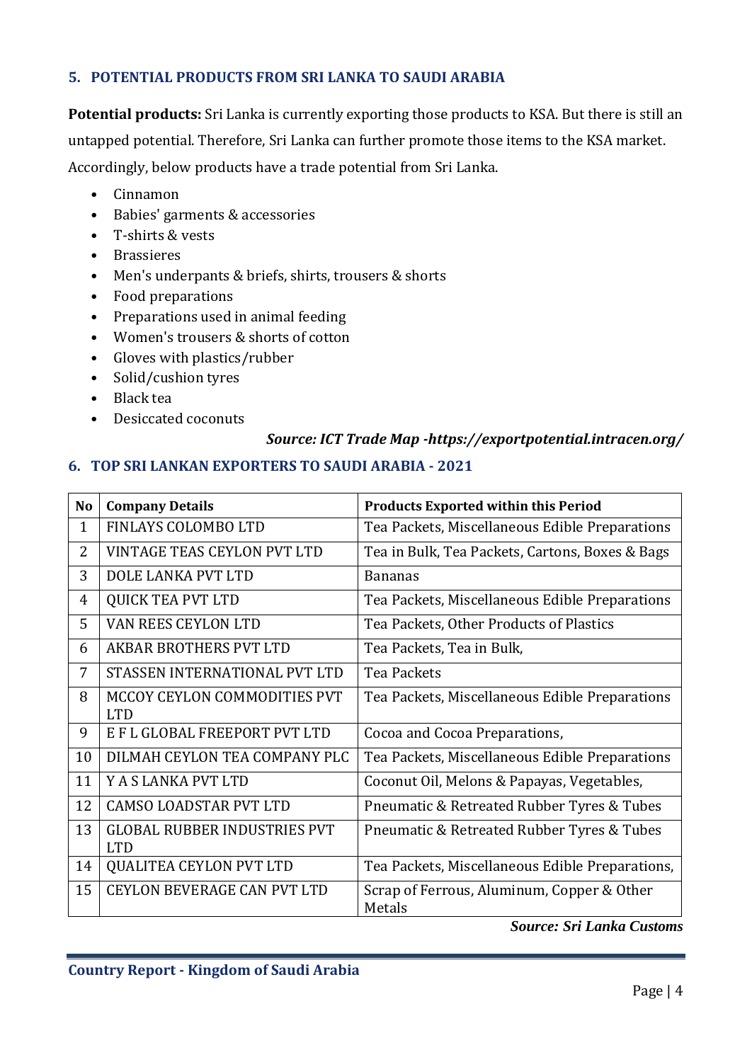## 5. POTENTIAL PRODUCTS FROM SRI LANKA TO SAUDI ARABIA

**Potential products:** Sri Lanka is currently exporting those products to KSA. But there is still an untapped potential. Therefore, Sri Lanka can further promote those items to the KSA market. Accordingly, below products have a trade potential from Sri Lanka.

- Cinnamon
- Babies' garments & accessories
- T-shirts & vests
- Brassieres
- Men's underpants & briefs, shirts, trousers & shorts
- Food preparations
- Preparations used in animal feeding
- Women's trousers & shorts of cotton
- Gloves with plastics/rubber
- Solid/cushion tyres
- Black tea
- Desiccated coconuts

*Source: ICT Trade Map -https://exportpotential.intracen.org/*

## 6. TOP SRI LANKAN EXPORTERS TO SAUDI ARABIA - 2021

| No | Company Details | Products Exported within this Period |
|---|---|---|
| 1 | FINLAYS COLOMBO LTD | Tea Packets, Miscellaneous Edible Preparations |
| 2 | VINTAGE TEAS CEYLON PVT LTD | Tea in Bulk, Tea Packets, Cartons, Boxes & Bags |
| 3 | DOLE LANKA PVT LTD | Bananas |
| 4 | QUICK TEA PVT LTD | Tea Packets, Miscellaneous Edible Preparations |
| 5 | VAN REES CEYLON LTD | Tea Packets, Other Products of Plastics |
| 6 | AKBAR BROTHERS PVT LTD | Tea Packets, Tea in Bulk, |
| 7 | STASSEN INTERNATIONAL PVT LTD | Tea Packets |
| 8 | MCCOY CEYLON COMMODITIES PVT LTD | Tea Packets, Miscellaneous Edible Preparations |
| 9 | E F L GLOBAL FREEPORT PVT LTD | Cocoa and Cocoa Preparations, |
| 10 | DILMAH CEYLON TEA COMPANY PLC | Tea Packets, Miscellaneous Edible Preparations |
| 11 | Y A S LANKA PVT LTD | Coconut Oil, Melons & Papayas, Vegetables, |
| 12 | CAMSO LOADSTAR PVT LTD | Pneumatic & Retreated Rubber Tyres & Tubes |
| 13 | GLOBAL RUBBER INDUSTRIES PVT LTD | Pneumatic & Retreated Rubber Tyres & Tubes |
| 14 | QUALITEA CEYLON PVT LTD | Tea Packets, Miscellaneous Edible Preparations, |
| 15 | CEYLON BEVERAGE CAN PVT LTD | Scrap of Ferrous, Aluminum, Copper & Other Metals |

*Source: Sri Lanka Customs*